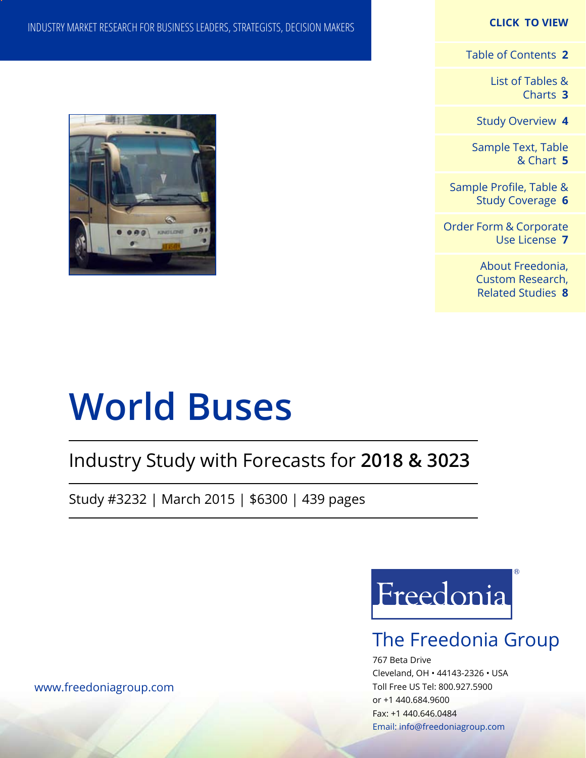INDUSTRY MARKET RESEARCH FOR BUSINESS LEADERS, STRATEGISTS, DECISION MAKERS

**CLICK TO VIEW**

- Table of Contents **2**
- List of Tables & Charts **3**
- Study Overview **4**
- Sample Text, Table & Chart **5**
- Sample Profile, Table & Study Coverage **6**
- Order Form & Corporate Use License **7**
- About Freedonia, Custom Research, Related Studies **8**

# World Buses

## Industry Study with Forecasts for **2018 & 3023**

Study #3232 | March 2015 | $6300 | 439 pages

Freedonia®

The Freedonia Group

767 Beta Drive
Cleveland, OH • 44143-2326 • USA
Toll Free US Tel: 800.927.5900
or +1 440.684.9600
Fax: +1 440.646.0484
Email: info@freedoniagroup.com

www.freedoniagroup.com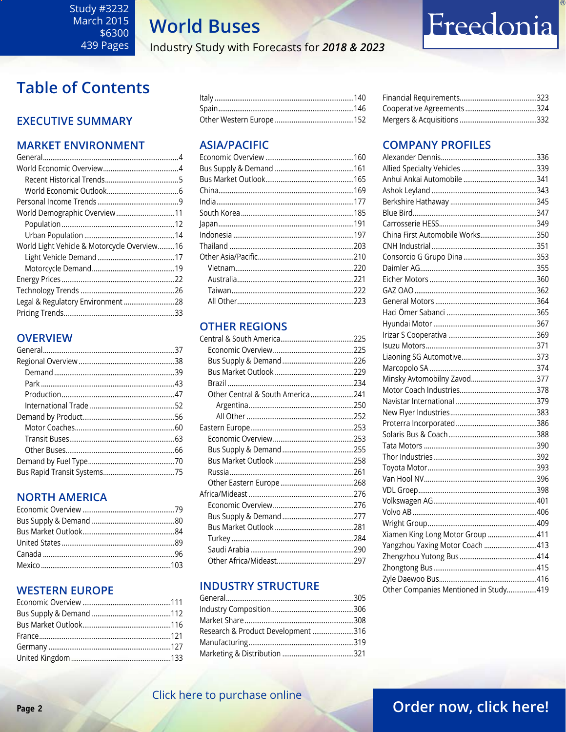Study #3232
March 2015
$6300
439 Pages

# World Buses

Industry Study with Forecasts for *2018 & 2023*

Freedonia

## Table of Contents

### EXECUTIVE SUMMARY

### MARKET ENVIRONMENT

- General....4
- World Economic Overview....4
  - Recent Historical Trends....5
  - World Economic Outlook....6
- Personal Income Trends....9
- World Demographic Overview....11
  - Population....12
  - Urban Population....14
- World Light Vehicle & Motorcycle Overview....16
  - Light Vehicle Demand....17
  - Motorcycle Demand....19
- Energy Prices....22
- Technology Trends....26
- Legal & Regulatory Environment....28
- Pricing Trends....33

### OVERVIEW

- General....37
- Regional Overview....38
  - Demand....39
  - Park....43
  - Production....47
  - International Trade....52
- Demand by Product....56
  - Motor Coaches....60
  - Transit Buses....63
  - Other Buses....66
- Demand by Fuel Type....70
- Bus Rapid Transit Systems....75

### NORTH AMERICA

- Economic Overview....79
- Bus Supply & Demand....80
- Bus Market Outlook....84
- United States....89
- Canada....96
- Mexico....103

### WESTERN EUROPE

- Economic Overview....111
- Bus Supply & Demand....112
- Bus Market Outlook....116
- France....121
- Germany....127
- United Kingdom....133
- Italy....140
- Spain....146
- Other Western Europe....152

### ASIA/PACIFIC

- Economic Overview....160
- Bus Supply & Demand....161
- Bus Market Outlook....165
- China....169
- India....177
- South Korea....185
- Japan....191
- Indonesia....197
- Thailand....203
- Other Asia/Pacific....210
  - Vietnam....220
  - Australia....221
  - Taiwan....222
  - All Other....223

### OTHER REGIONS

- Central & South America....225
  - Economic Overview....225
  - Bus Supply & Demand....226
  - Bus Market Outlook....229
  - Brazil....234
  - Other Central & South America....241
    - Argentina....250
    - All Other....252
- Eastern Europe....253
  - Economic Overview....253
  - Bus Supply & Demand....255
  - Bus Market Outlook....258
  - Russia....261
  - Other Eastern Europe....268
- Africa/Mideast....276
  - Economic Overview....276
  - Bus Supply & Demand....277
  - Bus Market Outlook....281
  - Turkey....284
  - Saudi Arabia....290
  - Other Africa/Mideast....297

### INDUSTRY STRUCTURE

- General....305
- Industry Composition....306
- Market Share....308
- Research & Product Development....316
- Manufacturing....319
- Marketing & Distribution....321
- Financial Requirements....323
- Cooperative Agreements....324
- Mergers & Acquisitions....332

### COMPANY PROFILES

- Alexander Dennis....336
- Allied Specialty Vehicles....339
- Anhui Ankai Automobile....341
- Ashok Leyland....343
- Berkshire Hathaway....345
- Blue Bird....347
- Carrosserie HESS....349
- China First Automobile Works....350
- CNH Industrial....351
- Consorcio G Grupo Dina....353
- Daimler AG....355
- Eicher Motors....360
- GAZ OAO....362
- General Motors....364
- Haci Ömer Sabanci....365
- Hyundai Motor....367
- Irizar S Cooperativa....369
- Isuzu Motors....371
- Liaoning SG Automotive....373
- Marcopolo SA....374
- Minsky Avtomobilny Zavod....377
- Motor Coach Industries....378
- Navistar International....379
- New Flyer Industries....383
- Proterra Incorporated....386
- Solaris Bus & Coach....388
- Tata Motors....390
- Thor Industries....392
- Toyota Motor....393
- Van Hool NV....396
- VDL Groep....398
- Volkswagen AG....401
- Volvo AB....406
- Wright Group....409
- Xiamen King Long Motor Group....411
- Yangzhou Yaxing Motor Coach....413
- Zhengzhou Yutong Bus....414
- Zhongtong Bus....415
- Zyle Daewoo Bus....416
- Other Companies Mentioned in Study....419

Click here to purchase online

Order now, click here!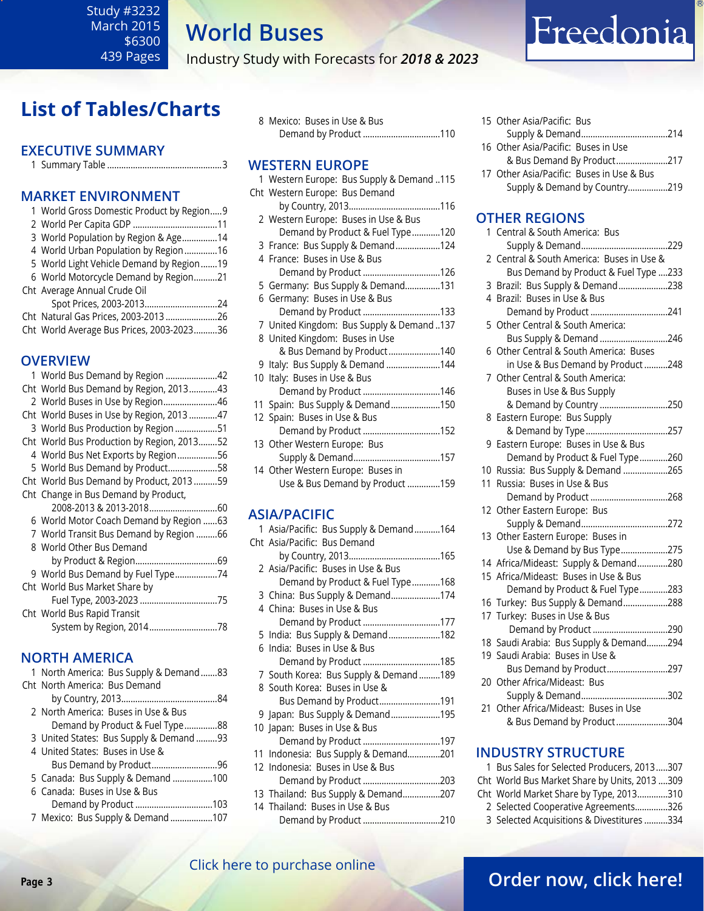Study #3232
March 2015
$6300
439 Pages

# World Buses

Industry Study with Forecasts for *2018 & 2023*

## List of Tables/Charts

### EXECUTIVE SUMMARY

1 Summary Table ....3

### MARKET ENVIRONMENT

1 World Gross Domestic Product by Region.....9
2 World Per Capita GDP ....11
3 World Population by Region & Age....14
4 World Urban Population by Region....16
5 World Light Vehicle Demand by Region.......19
6 World Motorcycle Demand by Region....21
Cht Average Annual Crude Oil Spot Prices, 2003-2013....24
Cht Natural Gas Prices, 2003-2013....26
Cht World Average Bus Prices, 2003-2023....36

### OVERVIEW

1 World Bus Demand by Region ....42
Cht World Bus Demand by Region, 2013....43
2 World Buses in Use by Region....46
Cht World Buses in Use by Region, 2013....47
3 World Bus Production by Region ....51
Cht World Bus Production by Region, 2013....52
4 World Bus Net Exports by Region....56
5 World Bus Demand by Product....58
Cht World Bus Demand by Product, 2013....59
Cht Change in Bus Demand by Product, 2008-2013 & 2013-2018....60
6 World Motor Coach Demand by Region ....63
7 World Transit Bus Demand by Region ....66
8 World Other Bus Demand by Product & Region....69
9 World Bus Demand by Fuel Type....74
Cht World Bus Market Share by Fuel Type, 2003-2023 ....75
Cht World Bus Rapid Transit System by Region, 2014....78

### NORTH AMERICA

1 North America: Bus Supply & Demand.......83
Cht North America: Bus Demand by Country, 2013....84
2 North America: Buses in Use & Bus Demand by Product & Fuel Type....88
3 United States: Bus Supply & Demand ....93
4 United States: Buses in Use & Bus Demand by Product....96
5 Canada: Bus Supply & Demand ....100
6 Canada: Buses in Use & Bus Demand by Product ....103
7 Mexico: Bus Supply & Demand ....107
8 Mexico: Buses in Use & Bus Demand by Product ....110

### WESTERN EUROPE

1 Western Europe: Bus Supply & Demand ..115
Cht Western Europe: Bus Demand by Country, 2013....116
2 Western Europe: Buses in Use & Bus Demand by Product & Fuel Type....120
3 France: Bus Supply & Demand....124
4 France: Buses in Use & Bus Demand by Product ....126
5 Germany: Bus Supply & Demand....131
6 Germany: Buses in Use & Bus Demand by Product ....133
7 United Kingdom: Bus Supply & Demand ..137
8 United Kingdom: Buses in Use & Bus Demand by Product....140
9 Italy: Bus Supply & Demand ....144
10 Italy: Buses in Use & Bus Demand by Product ....146
11 Spain: Bus Supply & Demand....150
12 Spain: Buses in Use & Bus Demand by Product ....152
13 Other Western Europe: Bus Supply & Demand....157
14 Other Western Europe: Buses in Use & Bus Demand by Product ....159

### ASIA/PACIFIC

1 Asia/Pacific: Bus Supply & Demand....164
Cht Asia/Pacific: Bus Demand by Country, 2013....165
2 Asia/Pacific: Buses in Use & Bus Demand by Product & Fuel Type....168
3 China: Bus Supply & Demand....174
4 China: Buses in Use & Bus Demand by Product ....177
5 India: Bus Supply & Demand....182
6 India: Buses in Use & Bus Demand by Product ....185
7 South Korea: Bus Supply & Demand ....189
8 South Korea: Buses in Use & Bus Demand by Product....191
9 Japan: Bus Supply & Demand....195
10 Japan: Buses in Use & Bus Demand by Product ....197
11 Indonesia: Bus Supply & Demand....201
12 Indonesia: Buses in Use & Bus Demand by Product ....203
13 Thailand: Bus Supply & Demand....207
14 Thailand: Buses in Use & Bus Demand by Product ....210
15 Other Asia/Pacific: Bus Supply & Demand....214
16 Other Asia/Pacific: Buses in Use & Bus Demand By Product....217
17 Other Asia/Pacific: Buses in Use & Bus Supply & Demand by Country....219

### OTHER REGIONS

1 Central & South America: Bus Supply & Demand....229
2 Central & South America: Buses in Use & Bus Demand by Product & Fuel Type ....233
3 Brazil: Bus Supply & Demand....238
4 Brazil: Buses in Use & Bus Demand by Product ....241
5 Other Central & South America: Bus Supply & Demand ....246
6 Other Central & South America: Buses in Use & Bus Demand by Product....248
7 Other Central & South America: Buses in Use & Bus Supply & Demand by Country ....250
8 Eastern Europe: Bus Supply & Demand by Type....257
9 Eastern Europe: Buses in Use & Bus Demand by Product & Fuel Type....260
10 Russia: Bus Supply & Demand ....265
11 Russia: Buses in Use & Bus Demand by Product ....268
12 Other Eastern Europe: Bus Supply & Demand....272
13 Other Eastern Europe: Buses in Use & Demand by Bus Type....275
14 Africa/Mideast: Supply & Demand....280
15 Africa/Mideast: Buses in Use & Bus Demand by Product & Fuel Type....283
16 Turkey: Bus Supply & Demand....288
17 Turkey: Buses in Use & Bus Demand by Product ....290
18 Saudi Arabia: Bus Supply & Demand....294
19 Saudi Arabia: Buses in Use & Bus Demand by Product....297
20 Other Africa/Mideast: Bus Supply & Demand....302
21 Other Africa/Mideast: Buses in Use & Bus Demand by Product....304

### INDUSTRY STRUCTURE

1 Bus Sales for Selected Producers, 2013.....307
Cht World Bus Market Share by Units, 2013 ....309
Cht World Market Share by Type, 2013....310
2 Selected Cooperative Agreements....326
3 Selected Acquisitions & Divestitures ....334

Click here to purchase online

**Order now, click here!**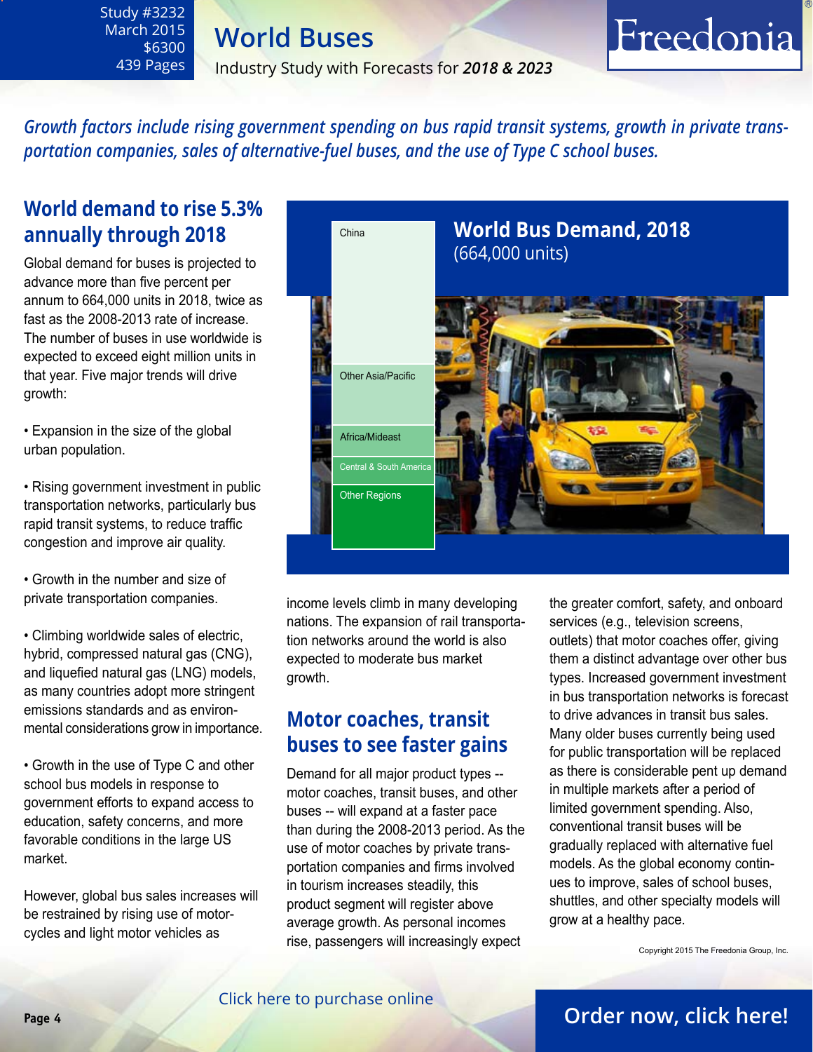# World Buses

Study #3232
March 2015
$6300
439 Pages

Industry Study with Forecasts for ***2018 & 2023***

*Growth factors include rising government spending on bus rapid transit systems, growth in private transportation companies, sales of alternative-fuel buses, and the use of Type C school buses.*

## World demand to rise 5.3% annually through 2018

Global demand for buses is projected to advance more than five percent per annum to 664,000 units in 2018, twice as fast as the 2008-2013 rate of increase. The number of buses in use worldwide is expected to exceed eight million units in that year. Five major trends will drive growth:

- Expansion in the size of the global urban population.
- Rising government investment in public transportation networks, particularly bus rapid transit systems, to reduce traffic congestion and improve air quality.
- Growth in the number and size of private transportation companies.
- Climbing worldwide sales of electric, hybrid, compressed natural gas (CNG), and liquefied natural gas (LNG) models, as many countries adopt more stringent emissions standards and as environmental considerations grow in importance.
- Growth in the use of Type C and other school bus models in response to government efforts to expand access to education, safety concerns, and more favorable conditions in the large US market.

However, global bus sales increases will be restrained by rising use of motorcycles and light motor vehicles as income levels climb in many developing nations. The expansion of rail transportation networks around the world is also expected to moderate bus market growth.

**World Bus Demand, 2018**
(664,000 units)

- China
- Other Asia/Pacific
- Africa/Mideast
- Central & South America
- Other Regions

## Motor coaches, transit buses to see faster gains

Demand for all major product types -- motor coaches, transit buses, and other buses -- will expand at a faster pace than during the 2008-2013 period. As the use of motor coaches by private transportation companies and firms involved in tourism increases steadily, this product segment will register above average growth. As personal incomes rise, passengers will increasingly expect the greater comfort, safety, and onboard services (e.g., television screens, outlets) that motor coaches offer, giving them a distinct advantage over other bus types. Increased government investment in bus transportation networks is forecast to drive advances in transit bus sales. Many older buses currently being used for public transportation will be replaced as there is considerable pent up demand in multiple markets after a period of limited government spending. Also, conventional transit buses will be gradually replaced with alternative fuel models. As the global economy continues to improve, sales of school buses, shuttles, and other specialty models will grow at a healthy pace.

Copyright 2015 The Freedonia Group, Inc.

Click here to purchase online

Order now, click here!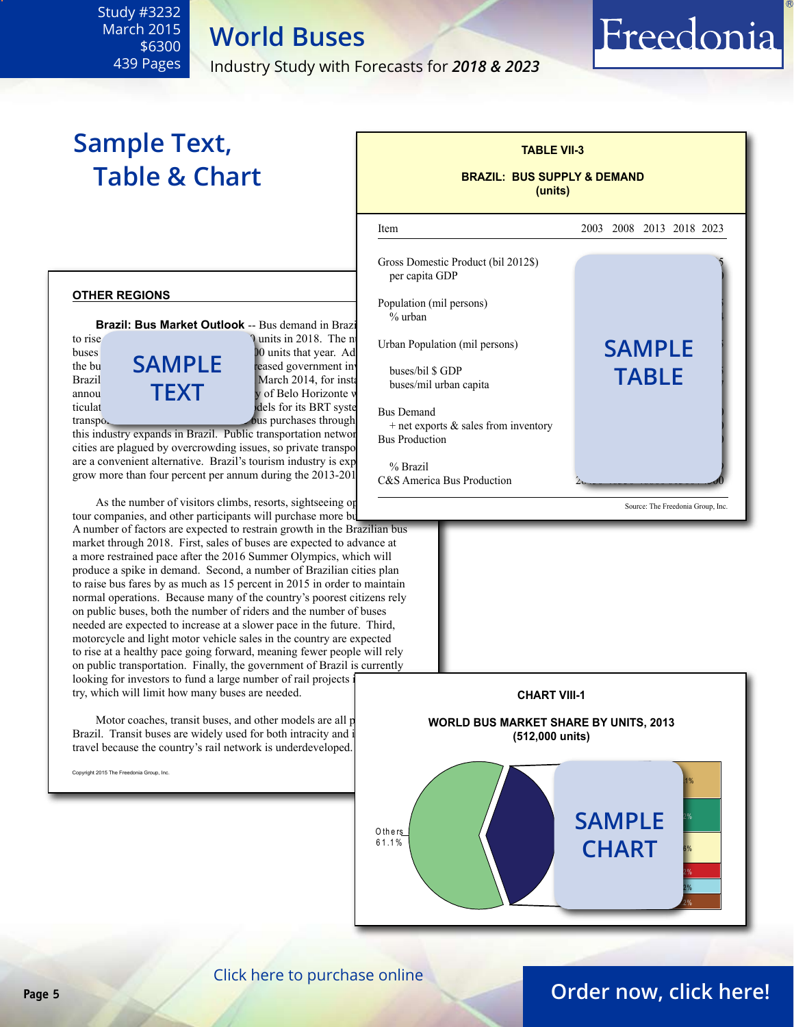# Sample Text, Table & Chart

**TABLE VII-3**

**BRAZIL: BUS SUPPLY & DEMAND (units)**

| Item | 2003 | 2008 | 2013 | 2018 | 2023 |
|---|---|---|---|---|---|
| Gross Domestic Product (bil 2012$) | | | | | |
| per capita GDP | | | | | |
| Population (mil persons) | | | | | |
| % urban | | | | | |
| Urban Population (mil persons) | | | | | |
| buses/bil $ GDP | | | | | |
| buses/mil urban capita | | | | | |
| Bus Demand | | | | | |
| + net exports & sales from inventory | | | | | |
| Bus Production | | | | | |
| % Brazil | | | | | |
| C&S America Bus Production | | | | | |

SAMPLE TABLE

Source: The Freedonia Group, Inc.

## OTHER REGIONS

**Brazil: Bus Market Outlook** -- Bus demand in Brazi... to rise ... units in 2018. The n... buses ... 00 units that year. Ad... the bu... reased government inv... Brazil ... March 2014, for insta... annou... y of Belo Horizonte w... ticulat... dels for its BRT syste... transpo... bus purchases through this industry expands in Brazil. Public transportation networ... cities are plagued by overcrowding issues, so private transpo... are a convenient alternative. Brazil's tourism industry is exp... grow more than four percent per annum during the 2013-201...

SAMPLE TEXT

As the number of visitors climbs, resorts, sightseeing op... tour companies, and other participants will purchase more bu... A number of factors are expected to restrain growth in the Brazilian bus market through 2018. First, sales of buses are expected to advance at a more restrained pace after the 2016 Summer Olympics, which will produce a spike in demand. Second, a number of Brazilian cities plan to raise bus fares by as much as 15 percent in 2015 in order to maintain normal operations. Because many of the country's poorest citizens rely on public buses, both the number of riders and the number of buses needed are expected to increase at a slower pace in the future. Third, motorcycle and light motor vehicle sales in the country are expected to rise at a healthy pace going forward, meaning fewer people will rely on public transportation. Finally, the government of Brazil is currently looking for investors to fund a large number of rail projects i... try, which will limit how many buses are needed.

Motor coaches, transit buses, and other models are all p... Brazil. Transit buses are widely used for both intracity and i... travel because the country's rail network is underdeveloped...

Copyright 2015 The Freedonia Group, Inc.

**CHART VIII-1**

**WORLD BUS MARKET SHARE BY UNITS, 2013 (512,000 units)**

Others 61.1%

SAMPLE CHART

Click here to purchase online

Order now, click here!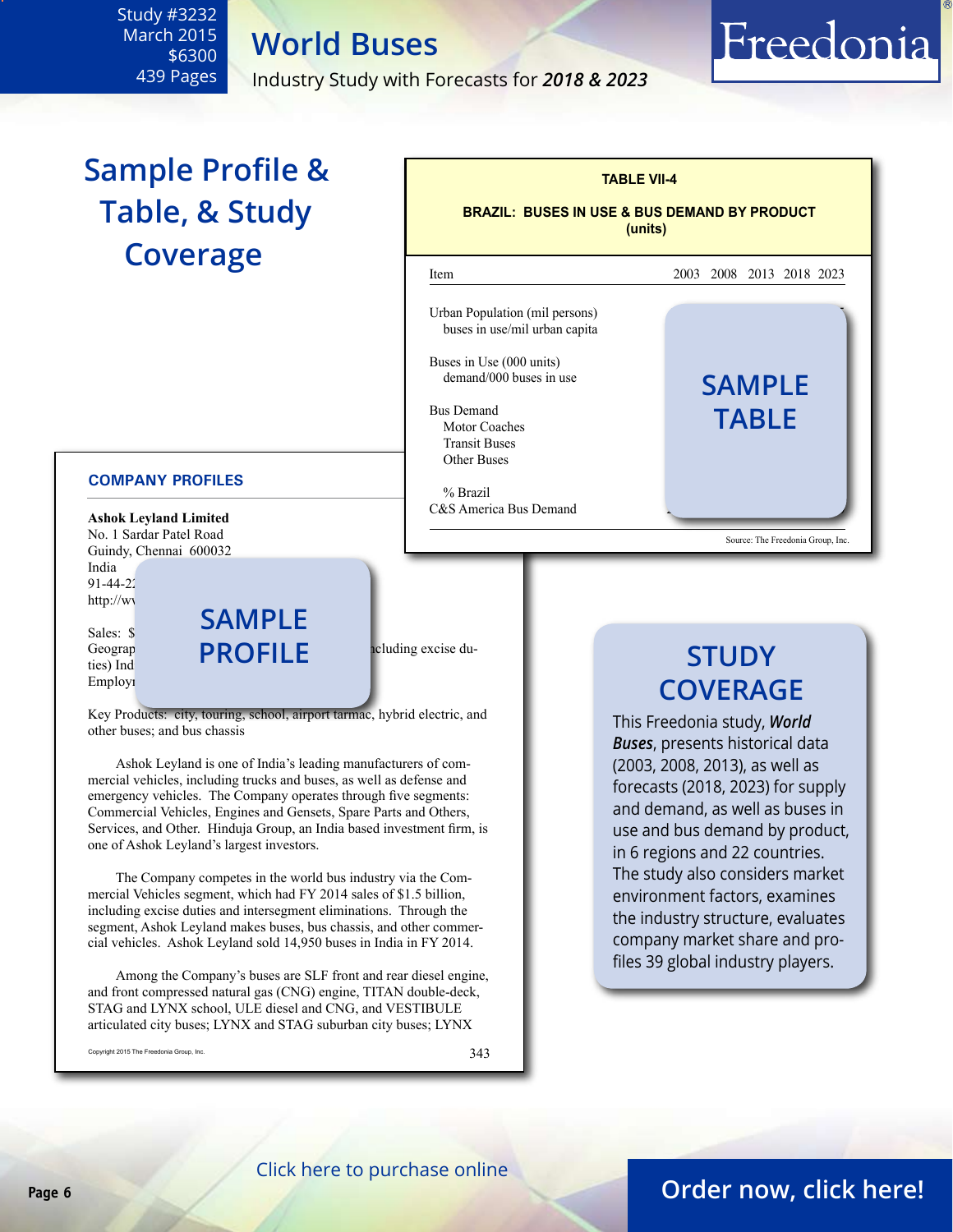Study #3232
March 2015
$6300
439 Pages

# World Buses

Industry Study with Forecasts for ***2018 & 2023***

## Sample Profile & Table, & Study Coverage

**TABLE VII-4**

**BRAZIL: BUSES IN USE & BUS DEMAND BY PRODUCT (units)**

| Item | 2003 | 2008 | 2013 | 2018 | 2023 |
|---|---|---|---|---|---|
| Urban Population (mil persons) | | | | | |
| buses in use/mil urban capita | | | | | |
| Buses in Use (000 units) | | | | | |
| demand/000 buses in use | | | | | |
| Bus Demand | | | | | |
| Motor Coaches | | | | | |
| Transit Buses | | | | | |
| Other Buses | | | | | |
| % Brazil | | | | | |
| C&S America Bus Demand | | | | | |

SAMPLE TABLE

Source: The Freedonia Group, Inc.

**COMPANY PROFILES**

**Ashok Leyland Limited**
No. 1 Sardar Patel Road
Guindy, Chennai 600032
India
91-44-22
http://wv

Sales: $
Geograp ... ncluding excise duties) Ind
Employ

SAMPLE PROFILE

Key Products: city, touring, school, airport tarmac, hybrid electric, and other buses; and bus chassis

Ashok Leyland is one of India's leading manufacturers of commercial vehicles, including trucks and buses, as well as defense and emergency vehicles. The Company operates through five segments: Commercial Vehicles, Engines and Gensets, Spare Parts and Others, Services, and Other. Hinduja Group, an India based investment firm, is one of Ashok Leyland's largest investors.

The Company competes in the world bus industry via the Commercial Vehicles segment, which had FY 2014 sales of $1.5 billion, including excise duties and intersegment eliminations. Through the segment, Ashok Leyland makes buses, bus chassis, and other commercial vehicles. Ashok Leyland sold 14,950 buses in India in FY 2014.

Among the Company's buses are SLF front and rear diesel engine, and front compressed natural gas (CNG) engine, TITAN double-deck, STAG and LYNX school, ULE diesel and CNG, and VESTIBULE articulated city buses; LYNX and STAG suburban city buses; LYNX

Copyright 2015 The Freedonia Group, Inc.

## STUDY COVERAGE

This Freedonia study, ***World Buses***, presents historical data (2003, 2008, 2013), as well as forecasts (2018, 2023) for supply and demand, as well as buses in use and bus demand by product, in 6 regions and 22 countries. The study also considers market environment factors, examines the industry structure, evaluates company market share and profiles 39 global industry players.

Click here to purchase online

Order now, click here!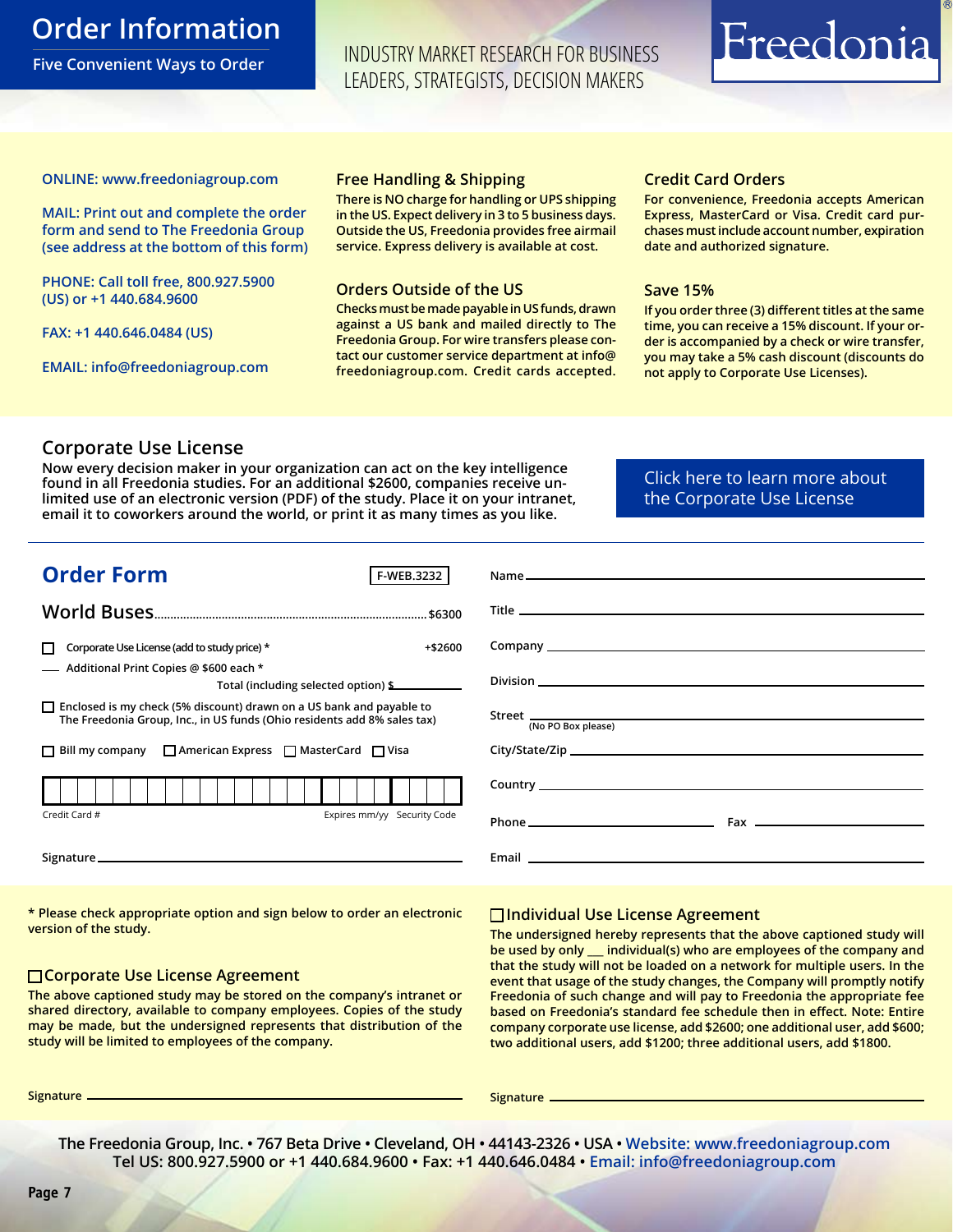# Order Information

Five Convenient Ways to Order

INDUSTRY MARKET RESEARCH FOR BUSINESS LEADERS, STRATEGISTS, DECISION MAKERS

Freedonia®

ONLINE: www.freedoniagroup.com

MAIL: Print out and complete the order form and send to The Freedonia Group (see address at the bottom of this form)

PHONE: Call toll free, 800.927.5900 (US) or +1 440.684.9600

FAX: +1 440.646.0484 (US)

EMAIL: info@freedoniagroup.com

## Free Handling & Shipping

There is NO charge for handling or UPS shipping in the US. Expect delivery in 3 to 5 business days. Outside the US, Freedonia provides free airmail service. Express delivery is available at cost.

## Orders Outside of the US

Checks must be made payable in US funds, drawn against a US bank and mailed directly to The Freedonia Group. For wire transfers please contact our customer service department at info@freedoniagroup.com. Credit cards accepted.

## Credit Card Orders

For convenience, Freedonia accepts American Express, MasterCard or Visa. Credit card purchases must include account number, expiration date and authorized signature.

## Save 15%

If you order three (3) different titles at the same time, you can receive a 15% discount. If your order is accompanied by a check or wire transfer, you may take a 5% cash discount (discounts do not apply to Corporate Use Licenses).

## Corporate Use License

Now every decision maker in your organization can act on the key intelligence found in all Freedonia studies. For an additional $2600, companies receive unlimited use of an electronic version (PDF) of the study. Place it on your intranet, email it to coworkers around the world, or print it as many times as you like.

Click here to learn more about the Corporate Use License

## Order Form

F-WEB.3232

World Buses.................................................. $6300

☐ Corporate Use License (add to study price) * +$2600

___ Additional Print Copies @ $600 each *

Total (including selected option) $________

☐ Enclosed is my check (5% discount) drawn on a US bank and payable to The Freedonia Group, Inc., in US funds (Ohio residents add 8% sales tax)

☐ Bill my company ☐ American Express ☐ MasterCard ☐ Visa

Credit Card # ________ Expires mm/yy ________ Security Code ________

Signature ________

Name ________

Title ________

Company ________

Division ________

Street ________ (No PO Box please)

City/State/Zip ________

Country ________

Phone ________ Fax ________

Email ________

\* Please check appropriate option and sign below to order an electronic version of the study.

### ☐ Corporate Use License Agreement

The above captioned study may be stored on the company's intranet or shared directory, available to company employees. Copies of the study may be made, but the undersigned represents that distribution of the study will be limited to employees of the company.

Signature ________

### ☐ Individual Use License Agreement

The undersigned hereby represents that the above captioned study will be used by only ___ individual(s) who are employees of the company and that the study will not be loaded on a network for multiple users. In the event that usage of the study changes, the Company will promptly notify Freedonia of such change and will pay to Freedonia the appropriate fee based on Freedonia's standard fee schedule then in effect. Note: Entire company corporate use license, add $2600; one additional user, add $600; two additional users, add $1200; three additional users, add $1800.

Signature ________

The Freedonia Group, Inc. • 767 Beta Drive • Cleveland, OH • 44143-2326 • USA • Website: www.freedoniagroup.com
Tel US: 800.927.5900 or +1 440.684.9600 • Fax: +1 440.646.0484 • Email: info@freedoniagroup.com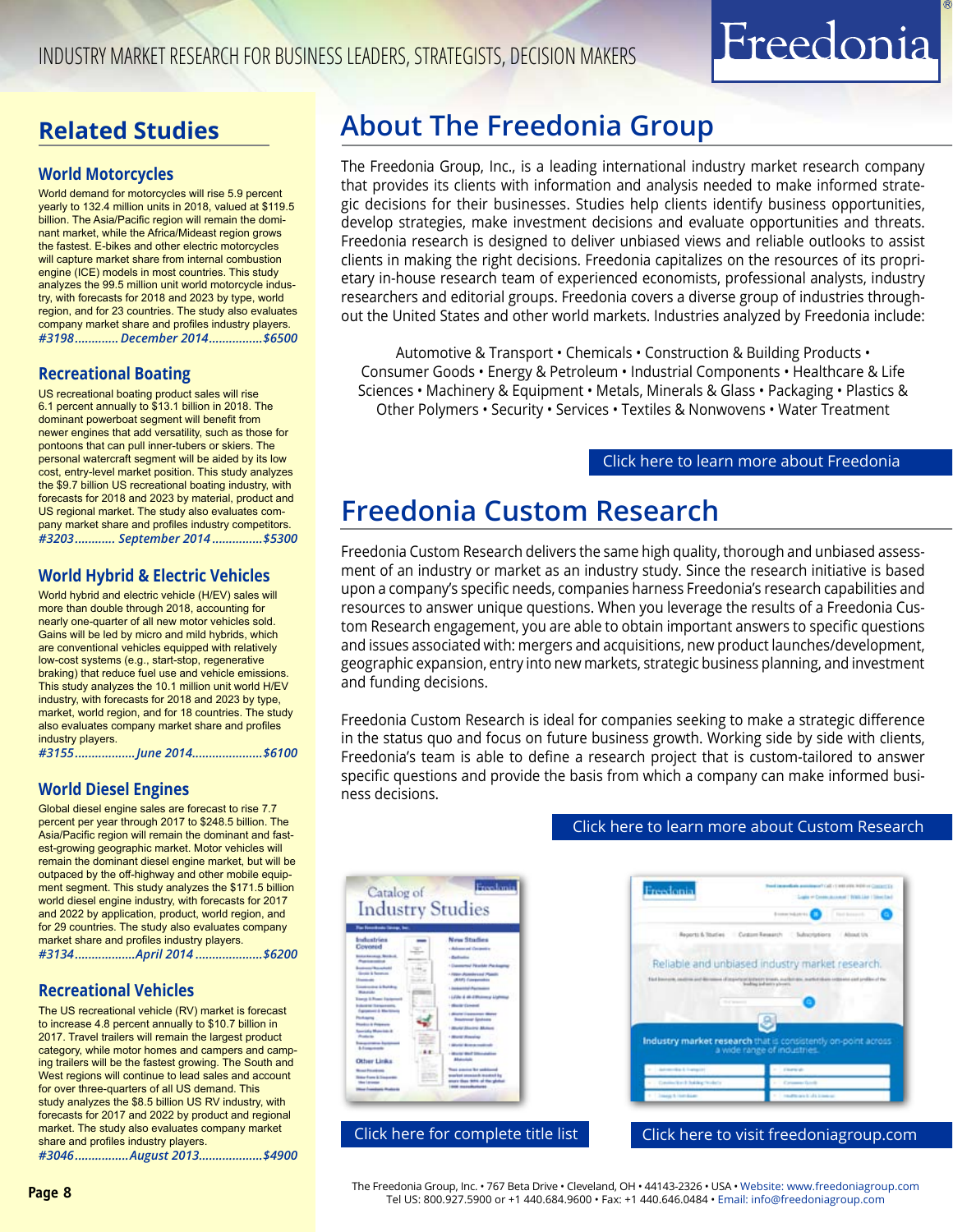## Related Studies

### World Motorcycles

World demand for motorcycles will rise 5.9 percent yearly to 132.4 million units in 2018, valued at $119.5 billion. The Asia/Pacific region will remain the dominant market, while the Africa/Mideast region grows the fastest. E-bikes and other electric motorcycles will capture market share from internal combustion engine (ICE) models in most countries. This study analyzes the 99.5 million unit world motorcycle industry, with forecasts for 2018 and 2023 by type, world region, and for 23 countries. The study also evaluates company market share and profiles industry players.

*#3198............ December 2014...............$6500*

### Recreational Boating

US recreational boating product sales will rise 6.1 percent annually to $13.1 billion in 2018. The dominant powerboat segment will benefit from newer engines that add versatility, such as those for pontoons that can pull inner-tubers or skiers. The personal watercraft segment will be aided by its low cost, entry-level market position. This study analyzes the $9.7 billion US recreational boating industry, with forecasts for 2018 and 2023 by material, product and US regional market. The study also evaluates company market share and profiles industry competitors.

*#3203........... September 2014..............$5300*

### World Hybrid & Electric Vehicles

World hybrid and electric vehicle (H/EV) sales will more than double through 2018, accounting for nearly one-quarter of all new motor vehicles sold. Gains will be led by micro and mild hybrids, which are conventional vehicles equipped with relatively low-cost systems (e.g., start-stop, regenerative braking) that reduce fuel use and vehicle emissions. This study analyzes the 10.1 million unit world H/EV industry, with forecasts for 2018 and 2023 by type, market, world region, and for 18 countries. The study also evaluates company market share and profiles industry players.

*#3155.................June 2014....................$6100*

### World Diesel Engines

Global diesel engine sales are forecast to rise 7.7 percent per year through 2017 to $248.5 billion. The Asia/Pacific region will remain the dominant and fastest-growing geographic market. Motor vehicles will remain the dominant diesel engine market, but will be outpaced by the off-highway and other mobile equipment segment. This study analyzes the $171.5 billion world diesel engine industry, with forecasts for 2017 and 2022 by application, product, world region, and for 29 countries. The study also evaluates company market share and profiles industry players.

*#3134.................April 2014 ...................$6200*

### Recreational Vehicles

The US recreational vehicle (RV) market is forecast to increase 4.8 percent annually to $10.7 billion in 2017. Travel trailers will remain the largest product category, while motor homes and campers and camping trailers will be the fastest growing. The South and West regions will continue to lead sales and account for over three-quarters of all US demand. This study analyzes the $8.5 billion US RV industry, with forecasts for 2017 and 2022 by product and regional market. The study also evaluates company market share and profiles industry players.

*#3046................August 2013..................$4900*

## About The Freedonia Group

The Freedonia Group, Inc., is a leading international industry market research company that provides its clients with information and analysis needed to make informed strategic decisions for their businesses. Studies help clients identify business opportunities, develop strategies, make investment decisions and evaluate opportunities and threats. Freedonia research is designed to deliver unbiased views and reliable outlooks to assist clients in making the right decisions. Freedonia capitalizes on the resources of its proprietary in-house research team of experienced economists, professional analysts, industry researchers and editorial groups. Freedonia covers a diverse group of industries throughout the United States and other world markets. Industries analyzed by Freedonia include:

Automotive & Transport • Chemicals • Construction & Building Products • Consumer Goods • Energy & Petroleum • Industrial Components • Healthcare & Life Sciences • Machinery & Equipment • Metals, Minerals & Glass • Packaging • Plastics & Other Polymers • Security • Services • Textiles & Nonwovens • Water Treatment

Click here to learn more about Freedonia

## Freedonia Custom Research

Freedonia Custom Research delivers the same high quality, thorough and unbiased assessment of an industry or market as an industry study. Since the research initiative is based upon a company's specific needs, companies harness Freedonia's research capabilities and resources to answer unique questions. When you leverage the results of a Freedonia Custom Research engagement, you are able to obtain important answers to specific questions and issues associated with: mergers and acquisitions, new product launches/development, geographic expansion, entry into new markets, strategic business planning, and investment and funding decisions.

Freedonia Custom Research is ideal for companies seeking to make a strategic difference in the status quo and focus on future business growth. Working side by side with clients, Freedonia's team is able to define a research project that is custom-tailored to answer specific questions and provide the basis from which a company can make informed business decisions.

Click here to learn more about Custom Research

Click here for complete title list

Click here to visit freedoniagroup.com

The Freedonia Group, Inc. • 767 Beta Drive • Cleveland, OH • 44143-2326 • USA • Website: www.freedoniagroup.com
Tel US: 800.927.5900 or +1 440.684.9600 • Fax: +1 440.646.0484 • Email: info@freedoniagroup.com